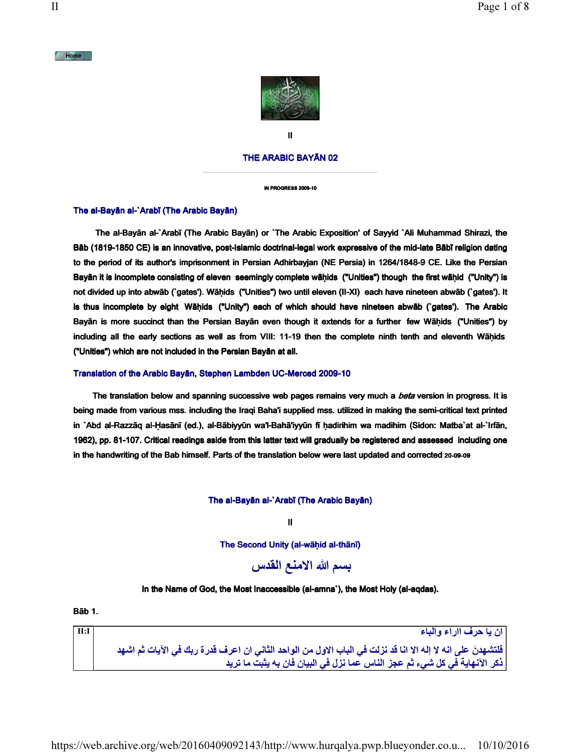Home

II

# THE ARABIC BAYĀN 02

IN PROGRESS 2009-10

## The al-Bayān al-`Arabī (The Arabic Bayān)

The al-Bayān al-`Arabī (The Arabic Bayān) or `The Arabic Exposition' of Sayyid `Ali Muhammad Shirazi, the Bāb (1819-1850 CE) is an innovative, post-Islamic doctrinal-legal work expressive of the mid-late Bābī religion dating to the period of its author's imprisonment in Persian Adhirbayjan (NE Persia) in 1264/1848-9 CE. Like the Persian Bayān it is incomplete consisting of eleven seemingly complete wāḥids ("Unities") though the first wāḥid ("Unity") is not divided up into abwāb (`gates'). Wāḥids ("Unities") two until eleven (II-XI) each have nineteen abwāb (`gates'). It is thus incomplete by eight Wāḥids ("Unity") each of which should have nineteen abwāb (`gates'). The Arabic Bayān is more succinct than the Persian Bayān even though it extends for a further few Wāḥids ("Unities") by including all the early sections as well as from VIII: 11-19 then the complete ninth tenth and eleventh Wāḥids ("Unities") which are not included in the Persian Bayān at all.

## Translation of the Arabic Bayān, Stephen Lambden UC-Merced 2009-10

The translation below and spanning successive web pages remains very much a *beta* version in progress. It is being made from various mss. including the Iraqi Baha'i supplied mss. utilized in making the semi-critical text printed in `Abd al-Razzāq al-Ḥasānī (ed.), al-Bābiyyūn wa'l-Bahā'iyyūn fī ḥadirihim wa madihim (Sidon: Matba`at al-`Irfān, 1962), pp. 81-107. Critical readings aside from this latter text will gradually be registered and assessed including one in the handwriting of the Bab himself. Parts of the translation below were last updated and corrected 20-09-09

### The al-Bayān al-`Arabī (The Arabic Bayān)

II

### The Second Unity (al-wāḥid al-thānī)

بسم الله الامنع القدس

In the Name of God, the Most Inaccessible (al-amna`), the Most Holy (al-aqdas).

**Bāb 1.**

| II:1 | ان يا حرف الراء والباء<br>فلتشهدنَ على انه لا إله الا انا قد نزلت في الباب الاول من الواحد الثاني ان اعرف قدرة ربك في الآيات ثم اشهد ذكر الآنهاية في كل شيء ثم عجز الناس عما نزل في البيان فان به يثبت ما تريد |
|---|---|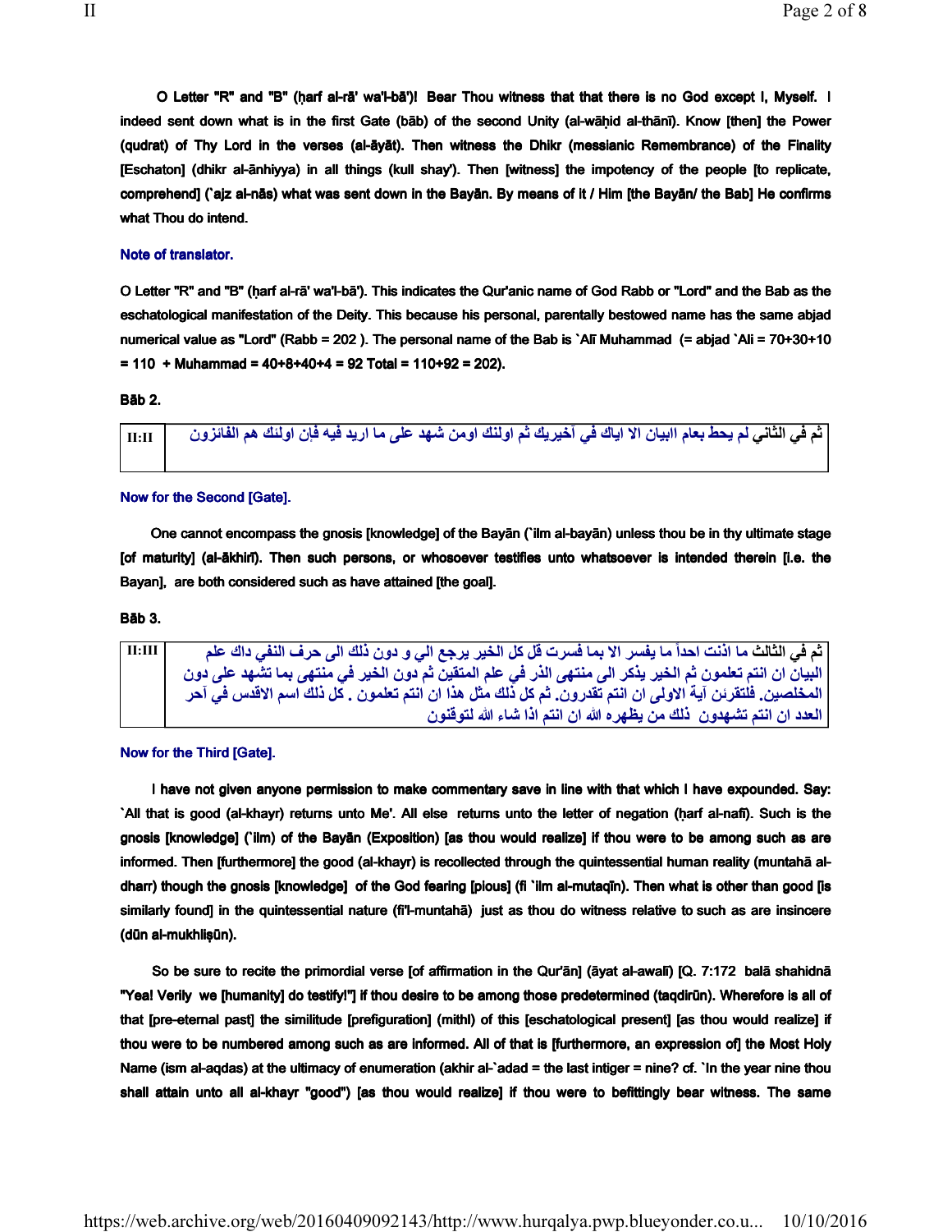**O Letter "R" and "B" (ḥarf al-rā' wa'l-bā')! Bear Thou witness that that there is no God except I, Myself. I indeed sent down what is in the first Gate (bāb) of the second Unity (al-wāḥid al-thānī). Know [then] the Power (qudrat) of Thy Lord in the verses (al-āyāt). Then witness the Dhikr (messianic Remembrance) of the Finality [Eschaton] (dhikr al-ānhiyya) in all things (kull shay'). Then [witness] the impotency of the people [to replicate, comprehend] (`ajz al-nās) what was sent down in the Bayān. By means of it / Him [the Bayān/ the Bab] He confirms what Thou do intend.**

**Note of translator.**

**O Letter "R" and "B" (ḥarf al-rā' wa'l-bā'). This indicates the Qur'anic name of God Rabb or "Lord" and the Bab as the eschatological manifestation of the Deity. This because his personal, parentally bestowed name has the same abjad numerical value as "Lord" (Rabb = 202 ). The personal name of the Bab is `Alī Muhammad (= abjad `Ali = 70+30+10 = 110 + Muhammad = 40+8+40+4 = 92 Total = 110+92 = 202).**

**Bāb 2.**

| II:II | ثم في الثاني لم يحط بعام البيان الا اياك في آخيريك ثم اولنك اومن شهد على ما اريد فيه فإن اولنك هم الفائزون |
|---|---|

**Now for the Second [Gate].**

**One cannot encompass the gnosis [knowledge] of the Bayān (`ilm al-bayān) unless thou be in thy ultimate stage [of maturity] (al-ākhirī). Then such persons, or whosoever testifies unto whatsoever is intended therein [i.e. the Bayan], are both considered such as have attained [the goal].**

**Bāb 3.**

| II:III | ثم في الثالث ما اذنت احداً ما يفسر الا بما فسرت قل كل الخير يرجع الي و دون ذلك الى حرف النفي داك علم البيان ان انتم تعلمون ثم الخير يذكر الى منتهى الذر في علم المتقين ثم دون الخير في منتهى بما تشهد على دون المخلصين. فلتقرئن آية الاولى ان انتم تقدرون. ثم كل ذلك مثل هذا ان انتم تعلمون . كل ذلك اسم الاقدس في آحر العدد ان انتم تشهدون ذلك من يظهره الله ان انتم اذا شاء الله لتوقنون |
|---|---|

**Now for the Third [Gate].**

**I have not given anyone permission to make commentary save in line with that which I have expounded. Say: `All that is good (al-khayr) returns unto Me'. All else returns unto the letter of negation (ḥarf al-nafī). Such is the gnosis [knowledge] (`ilm) of the Bayān (Exposition) [as thou would realize] if thou were to be among such as are informed. Then [furthermore] the good (al-khayr) is recollected through the quintessential human reality (muntahā al-dharr) though the gnosis [knowledge] of the God fearing [pious] (fī `ilm al-mutaqīn). Then what is other than good [is similarly found] in the quintessential nature (fi'l-muntahā) just as thou do witness relative to such as are insincere (dūn al-mukhliṣūn).**

**So be sure to recite the primordial verse [of affirmation in the Qur'ān] (āyat al-awalī) [Q. 7:172 balā shahidnā "Yea! Verily we [humanity] do testify!"] if thou desire to be among those predetermined (taqdirūn). Wherefore is all of that [pre-eternal past] the similitude [prefiguration] (mithl) of this [eschatological present] [as thou would realize] if thou were to be numbered among such as are informed. All of that is [furthermore, an expression of] the Most Holy Name (ism al-aqdas) at the ultimacy of enumeration (akhir al-`adad = the last intiger = nine? cf. `In the year nine thou shall attain unto all al-khayr "good") [as thou would realize] if thou were to befittingly bear witness. The same**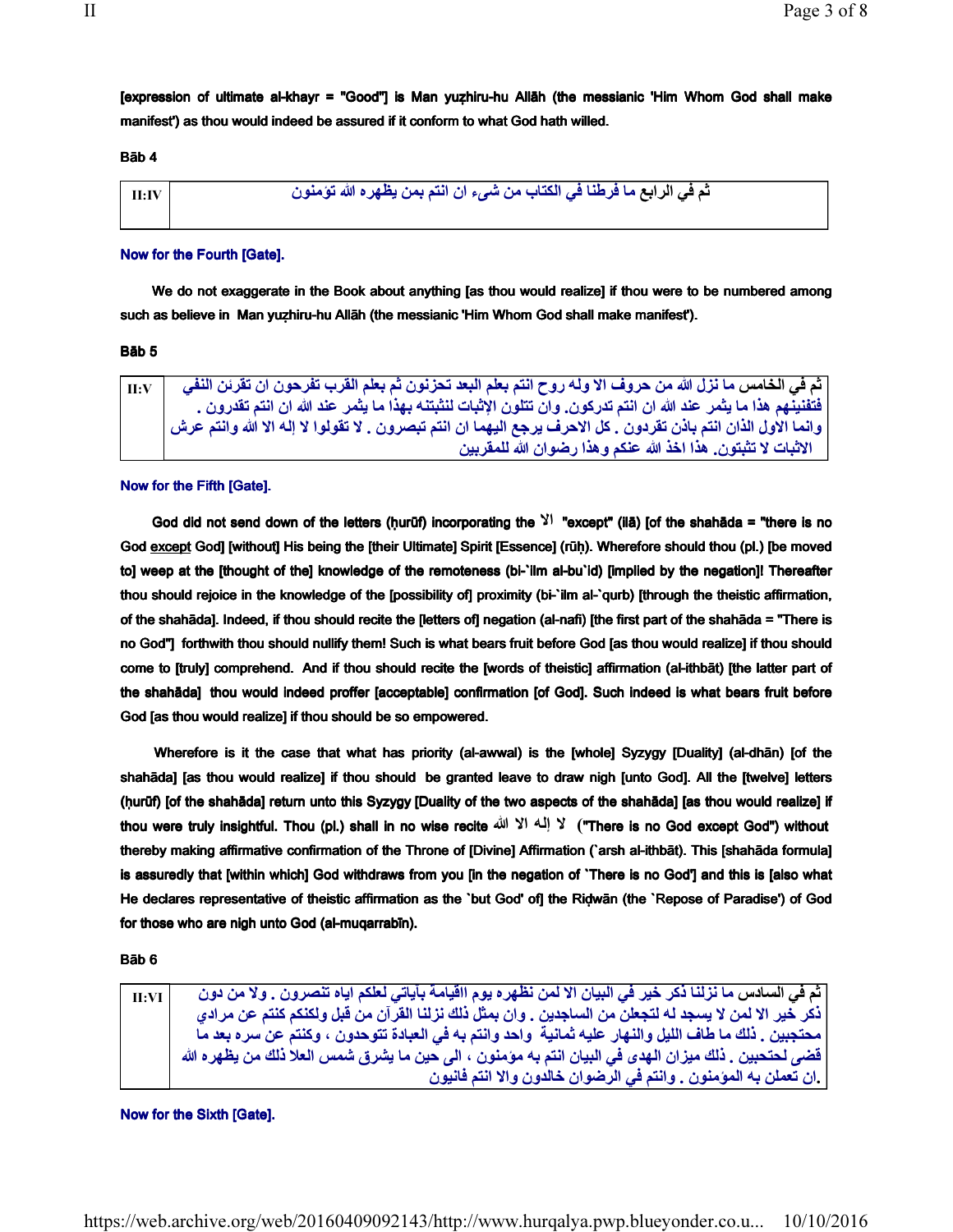[expression of ultimate al-khayr = "Good"] is Man yuẓhiru-hu Allāh (the messianic 'Him Whom God shall make manifest') as thou would indeed be assured if it conform to what God hath willed.

**Bāb 4**

| II:IV | ثم في الرابع ما فرطنا في الكتاب من شيء ان انتم بمن يظهره الله تؤمنون |
|---|---|

**Now for the Fourth [Gate].**

We do not exaggerate in the Book about anything [as thou would realize] if thou were to be numbered among such as believe in Man yuẓhiru-hu Allāh (the messianic 'Him Whom God shall make manifest').

**Bāb 5**

| II:V | ثم في الخامس ما نزل الله من حروف الا وله روح انتم بعلم البعد تحزنون ثم بعلم القرب تفرحون ان تقرئن النفي فتفنينهم هذا ما يثمر عند الله ان انتم تدركون. وان تتلون الإثبات لتثبتنه بهذا ما يثمر عند الله ان انتم تقدرون . وانما الاول الذان انتم باذن تقردون . كل الاحرف يرجع اليهما ان انتم تبصرون . لا تقولوا لا إله الا الله وانتم عرش الاثبات لا تثبتون. هذا اخذ الله عنكم وهذا رضوان الله للمقربين |
|---|---|

**Now for the Fifth [Gate].**

God did not send down of the letters (ḥurūf) incorporating the الا "except" (illā) [of the shahāda = "there is no God <u>except</u> God"] [without] His being the [their Ultimate] Spirit [Essence] (rūḥ). Wherefore should thou (pl.) [be moved to] weep at the [thought of the] knowledge of the remoteness (bi-`ilm al-bu`id) [implied by the negation]! Thereafter thou should rejoice in the knowledge of the [possibility of] proximity (bi-`ilm al-`qurb) [through the theistic affirmation, of the shahāda]. Indeed, if thou should recite the [letters of] negation (al-nafi) [the first part of the shahāda = "There is no God"] forthwith thou should nullify them! Such is what bears fruit before God [as thou would realize] if thou should come to [truly] comprehend. And if thou should recite the [words of theistic] affirmation (al-ithbāt) [the latter part of the shahāda] thou would indeed proffer [acceptable] confirmation [of God]. Such indeed is what bears fruit before God [as thou would realize] if thou should be so empowered.

Wherefore is it the case that what has priority (al-awwal) is the [whole] Syzygy [Duality] (al-dhān) [of the shahāda] [as thou would realize] if thou should be granted leave to draw nigh [unto God]. All the [twelve] letters (ḥurūf) [of the shahāda] return unto this Syzygy [Duality of the two aspects of the shahāda] [as thou would realize] if thou were truly insightful. Thou (pl.) shall in no wise recite لا إله الا الله ("There is no God except God") without thereby making affirmative confirmation of the Throne of [Divine] Affirmation (`arsh al-ithbāt). This [shahāda formula] is assuredly that [within which] God withdraws from you [in the negation of `There is no God'] and this is [also what He declares representative of theistic affirmation as the `but God' of] the Riḍwān (the `Repose of Paradise') of God for those who are nigh unto God (al-muqarrabīn).

**Bāb 6**

| II:VI | ثم في السادس ما نزلنا ذكر خير في البيان الا لمن نظهره يوم القيامة بآياتي لعلكم اياه تنصرون . ولا من دون ذكر خير الا لمن لا يسجد له لتجعلن من الساجدين . وان بمثل ذلك نزلنا القرآن من قبل ولكنكم كنتم عن مرادي محتجبين . ذلك ما طاف الليل والنهار عليه ثمانية واحد وانتم به في العبادة تتوحدون ، وكنتم عن سره بعد ما قضى لحتجبين . ذلك ميزان الهدى في البيان انتم به مؤمنون ، الى حين ما يشرق شمس العلا ذلك من يظهره الله ان تعملن به المؤمنون . وانتم في الرضوان خالدون والا انتم فانيون. |
|---|---|

**Now for the Sixth [Gate].**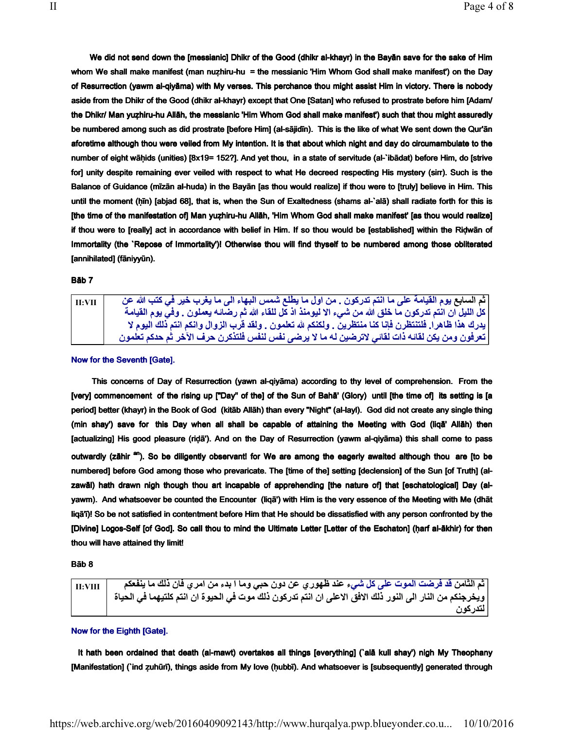We did not send down the [messianic] Dhikr of the Good (dhikr al-khayr) in the Bayān save for the sake of Him whom We shall make manifest (man nuẓhiru-hu = the messianic 'Him Whom God shall make manifest') on the Day of Resurrection (yawm al-qiyāma) with My verses. This perchance thou might assist Him in victory. There is nobody aside from the Dhikr of the Good (dhikr al-khayr) except that One [Satan] who refused to prostrate before him [Adam/ the Dhikr/ Man yuẓhiru-hu Allāh, the messianic 'Him Whom God shall make manifest') such that thou might assuredly be numbered among such as did prostrate [before Him] (al-sājidīn). This is the like of what We sent down the Qur'ān aforetime although thou were veiled from My intention. It is that about which night and day do circumambulate to the number of eight wāḥids (unities) [8x19= 152?]. And yet thou, in a state of servitude (al-`ibādat) before Him, do [strive for] unity despite remaining ever veiled with respect to what He decreed respecting His mystery (sirr). Such is the Balance of Guidance (mīzān al-huda) in the Bayān [as thou would realize] if thou were to [truly] believe in Him. This until the moment (ḥīn) [abjad 68], that is, when the Sun of Exaltedness (shams al-`alā) shall radiate forth for this is [the time of the manifestation of] Man yuẓhiru-hu Allāh, 'Him Whom God shall make manifest' [as thou would realize] if thou were to [really] act in accordance with belief in Him. If so thou would be [established] within the Riḍwān of Immortality (the `Repose of Immortality')! Otherwise thou will find thyself to be numbered among those obliterated [annihilated] (fāniyyūn).

**Bāb 7**

| II:VII | ثم السابع يوم القيامة على ما انتم تدركون . من اول ما يطلع شمس البهاء الى ما يغرب خير في كتب الله عن كل الليل ان انتم تدركون ما خلق الله من شيء الا ليومئذ اذ كل للقاء الله ثم رضائه يعملون . وفي يوم القيامة يدرك هذا ظاهرا. فلتنتظرن فإنا كنا منتظرين . ولكنكم لله تعلمون . ولقد قرب الزوال وانكم انتم ذلك اليوم لا تعرفون ومن يكن لقائه ذات لقائي لاترضين له ما لا يرضى نفس لنفس فلتذكرن حرف الآخر ثم حدكم تعلمون |
|---|---|

**Now for the Seventh [Gate].**

This concerns of Day of Resurrection (yawn al-qiyāma) according to thy level of comprehension. From the [very] commencement of the rising up ["Day" of the] of the Sun of Bahā' (Glory) until [the time of] its setting is [a period] better (khayr) in the Book of God (kitāb Allāh) than every "Night" (al-layl). God did not create any single thing (min shay') save for this Day when all shall be capable of attaining the Meeting with God (liqā' Allāh) then [actualizing] His good pleasure (riḍā'). And on the Day of Resurrection (yawm al-qiyāma) this shall come to pass outwardly (zāhir [an]). So be diligently observant! for We are among the eagerly awaited although thou are [to be numbered] before God among those who prevaricate. The [time of the] setting [declension] of the Sun [of Truth] (al-zawāl) hath drawn nigh though thou art incapable of apprehending [the nature of] that [eschatological] Day (al-yawm). And whatsoever be counted the Encounter (liqā') with Him is the very essence of the Meeting with Me (dhāt liqā'ī)! So be not satisfied in contentment before Him that He should be dissatisfied with any person confronted by the [Divine] Logos-Self [of God]. So call thou to mind the Ultimate Letter [Letter of the Eschaton] (ḥarf al-ākhir) for then thou will have attained thy limit!

**Bāb 8**

| II:VIII | ثم الثامن قد فرضت الموت على كل شيء عند ظهوري عن دون حبي وما ا بدء من امري فان ذلك ما ينفعكم ويخرجنكم من النار الى النور ذلك الافق الاعلى ان انتم تدركون ذلك موت في الحيوة ان انتم كلتيهما في الحياة لتدركون |
|---|---|

**Now for the Eighth [Gate].**

It hath been ordained that death (al-mawt) overtakes all things [everything] (`alā kull shay') nigh My Theophany [Manifestation] (`ind ẓuhūrī), things aside from My love (ḥubbī). And whatsoever is [subsequently] generated through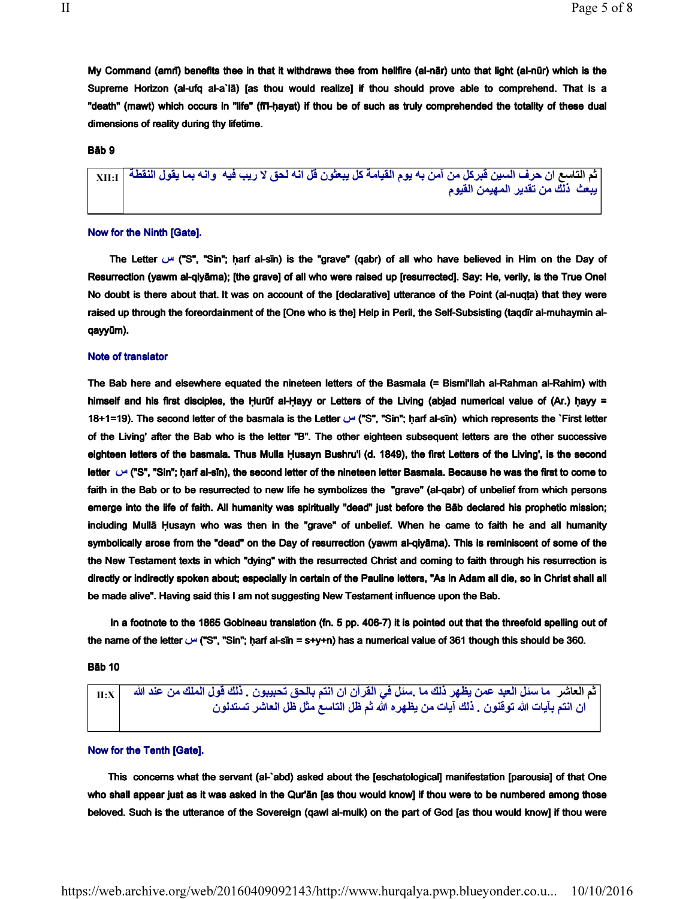My Command (amrī) benefits thee in that it withdraws thee from hellfire (al-nār) unto that light (al-nūr) which is the Supreme Horizon (al-ufq al-a`lā) [as thou would realize] if thou should prove able to comprehend. That is a "death" (mawt) which occurs in "life" (fī'l-ḥayat) if thou be of such as truly comprehended the totality of these dual dimensions of reality during thy lifetime.

**Bāb 9**

| XII:I | ثم التاسع ان حرف السين قبركل من آمن به يوم القيامة كل يبعثون قل انه لحق لا ريب فيه وانه بما يقول النقطة يبعث ذلك من تقدير المهيمن القيوم |
|---|---|

**Now for the Ninth [Gate].**

The Letter س ("S", "Sin"; ḥarf al-sīn) is the "grave" (qabr) of all who have believed in Him on the Day of Resurrection (yawm al-qiyāma); [the grave] of all who were raised up [resurrected]. Say: He, verily, is the True One! No doubt is there about that. It was on account of the [declarative] utterance of the Point (al-nuqṭa) that they were raised up through the foreordainment of the [One who is the] Help in Peril, the Self-Subsisting (taqdīr al-muhaymin al-qayyūm).

**Note of translator**

The Bab here and elsewhere equated the nineteen letters of the Basmala (= Bismi'llah al-Rahman al-Rahim) with himself and his first disciples, the Ḥurūf al-Ḥayy or Letters of the Living (abjad numerical value of (Ar.) ḥayy = 18+1=19). The second letter of the basmala is the Letter س ("S", "Sin"; ḥarf al-sīn) which represents the `First letter of the Living' after the Bab who is the letter "B". The other eighteen subsequent letters are the other successive eighteen letters of the basmala. Thus Mulla Ḥusayn Bushru'i (d. 1849), the first Letters of the Living', is the second letter س ("S", "Sin"; ḥarf al-sīn), the second letter of the nineteen letter Basmala. Because he was the first to come to faith in the Bab or to be resurrected to new life he symbolizes the "grave" (al-qabr) of unbelief from which persons emerge into the life of faith. All humanity was spiritually "dead" just before the Bāb declared his prophetic mission; including Mullā Ḥusayn who was then in the "grave" of unbelief. When he came to faith he and all humanity symbolically arose from the "dead" on the Day of resurrection (yawm al-qiyāma). This is reminiscent of some of the the New Testament texts in which "dying" with the resurrected Christ and coming to faith through his resurrection is directly or indirectly spoken about; especially in certain of the Pauline letters, "As in Adam all die, so in Christ shall all be made alive". Having said this I am not suggesting New Testament influence upon the Bab.

In a footnote to the 1865 Gobineau translation (fn. 5 pp. 406-7) it is pointed out that the threefold spelling out of the name of the letter س ("S", "Sin"; ḥarf al-sīn = s+y+n) has a numerical value of 361 though this should be 360.

**Bāb 10**

| II:X | ثم العاشر ما سئل العبد عمن يظهر ذلك ما .سئل في القرآن ان انتم بالحق تحبيبون . ذلك قول الملك من عند الله ان انتم بآيات الله توقنون . ذلك آيات من يظهره الله ثم ظل التاسع مثل ظل العاشر تستدلون |
|---|---|

**Now for the Tenth [Gate].**

This concerns what the servant (al-`abd) asked about the [eschatological] manifestation [parousia] of that One who shall appear just as it was asked in the Qur'ān [as thou would know] if thou were to be numbered among those beloved. Such is the utterance of the Sovereign (qawl al-mulk) on the part of God [as thou would know] if thou were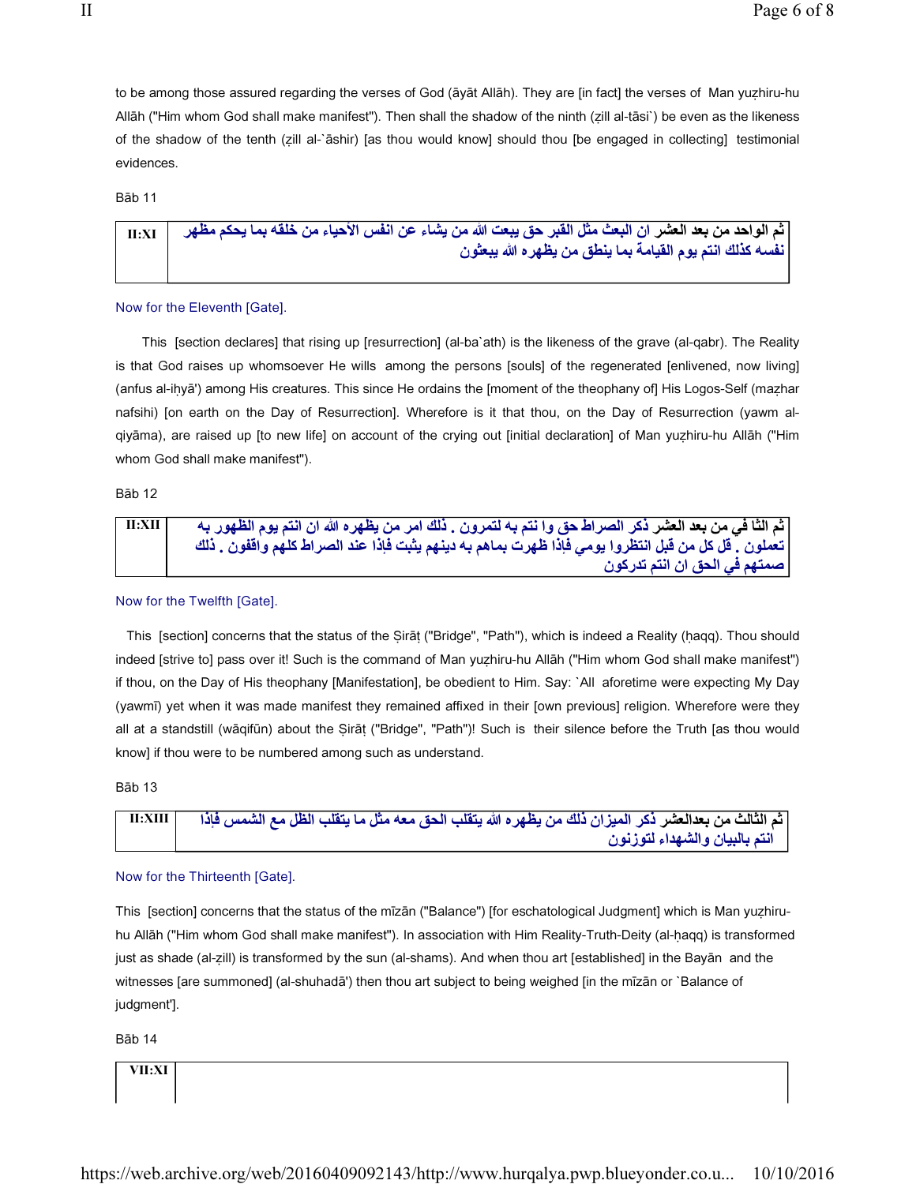to be among those assured regarding the verses of God (āyāt Allāh). They are [in fact] the verses of Man yuẓhiru-hu Allāh ("Him whom God shall make manifest"). Then shall the shadow of the ninth (ẓill al-tāsi`) be even as the likeness of the shadow of the tenth (ẓill al-`āshir) [as thou would know] should thou [be engaged in collecting] testimonial evidences.

Bāb 11

| II:XI | **ثم الواحد من بعد العشر** ان البعث مثل القبر حق يبعث الله من يشاء عن انفس الأحياء من خلقه بما يحكم مظهر نفسه كذلك انتم يوم القيامة بما ينطق من يظهره الله يبعثون |
|---|---|

Now for the Eleventh [Gate].

This [section declares] that rising up [resurrection] (al-ba`ath) is the likeness of the grave (al-qabr). The Reality is that God raises up whomsoever He wills among the persons [souls] of the regenerated [enlivened, now living] (anfus al-iḥyā') among His creatures. This since He ordains the [moment of the theophany of] His Logos-Self (maẓhar nafsihi) [on earth on the Day of Resurrection]. Wherefore is it that thou, on the Day of Resurrection (yawm al-qiyāma), are raised up [to new life] on account of the crying out [initial declaration] of Man yuẓhiru-hu Allāh ("Him whom God shall make manifest").

Bāb 12

| II:XII | **ثم الثا في من بعد العشر** ذكر الصراط حق وا نتم به لتمرون . ذلك امر من يظهره الله ان انتم يوم الظهور به تعملون . قل كل من قبل انتظروا يومي فإذا ظهرت بماهم به دينهم يثبت فإذا عند الصراط كلهم واقفون . ذلك صمتهم في الحق ان انتم تدركون |
|---|---|

Now for the Twelfth [Gate].

This [section] concerns that the status of the Ṣirāṭ ("Bridge", "Path"), which is indeed a Reality (ḥaqq). Thou should indeed [strive to] pass over it! Such is the command of Man yuẓhiru-hu Allāh ("Him whom God shall make manifest") if thou, on the Day of His theophany [Manifestation], be obedient to Him. Say: `All aforetime were expecting My Day (yawmī) yet when it was made manifest they remained affixed in their [own previous] religion. Wherefore were they all at a standstill (wāqifūn) about the Ṣirāṭ ("Bridge", "Path")! Such is their silence before the Truth [as thou would know] if thou were to be numbered among such as understand.

Bāb 13

| II:XIII | **ثم الثالث من بعدالعشر** ذكر الميزان ذلك من يظهره الله يتقلب الحق معه مثل ما يتقلب الظل مع الشمس فإذا انتم بالبيان والشهداء لتوزنون |
|---|---|

Now for the Thirteenth [Gate].

This [section] concerns that the status of the mīzān ("Balance") [for eschatological Judgment] which is Man yuẓhiru-hu Allāh ("Him whom God shall make manifest"). In association with Him Reality-Truth-Deity (al-ḥaqq) is transformed just as shade (al-ẓill) is transformed by the sun (al-shams). And when thou art [established] in the Bayān and the witnesses [are summoned] (al-shuhadā') then thou art subject to being weighed [in the mīzān or `Balance of judgment'].

Bāb 14

| VII:XI | |
|---|---|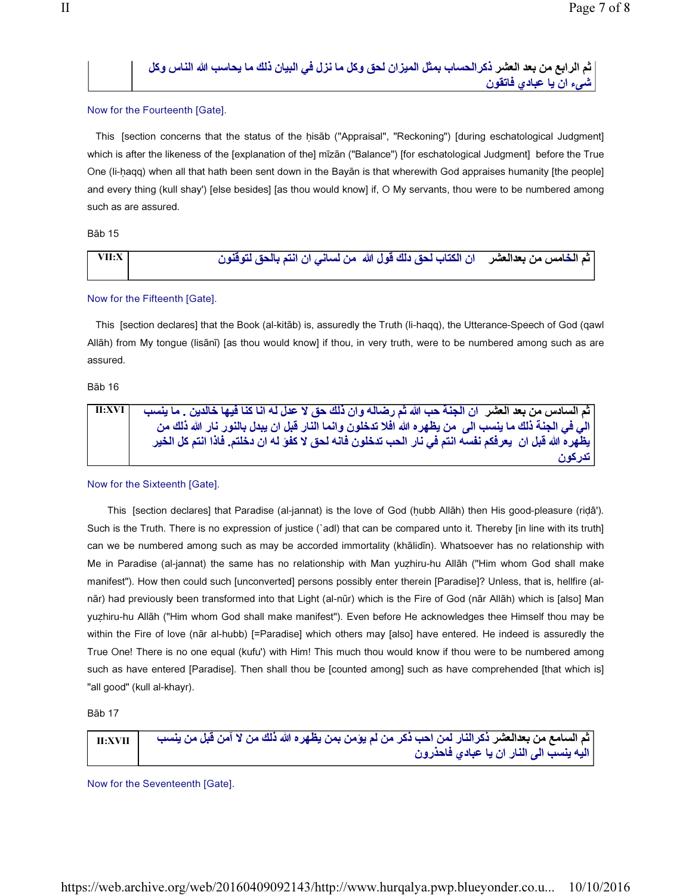| ثم الرابع من بعد العشر ذكرالحساب بمثل الميزان لحق وكل ما نزل في البيان ذلك ما يحاسب الله الناس وكل شيء ان يا عبادي فاتقون | |
|---|---|

Now for the Fourteenth [Gate].

This [section concerns that the status of the ḥisāb ("Appraisal", "Reckoning") [during eschatological Judgment] which is after the likeness of the [explanation of the] mīzān ("Balance") [for eschatological Judgment] before the True One (li-ḥaqq) when all that hath been sent down in the Bayān is that wherewith God appraises humanity [the people] and every thing (kull shay') [else besides] [as thou would know] if, O My servants, thou were to be numbered among such as are assured.

Bāb 15

| VII:X | ثم الخامس من بعدالعشر ان الكتاب لحق دلك قول الله من لساني ان انتم بالحق لتوقنون |
|---|---|

Now for the Fifteenth [Gate].

This [section declares] that the Book (al-kitāb) is, assuredly the Truth (li-ḥaqq), the Utterance-Speech of God (qawl Allāh) from My tongue (lisānī) [as thou would know] if thou, in very truth, were to be numbered among such as are assured.

Bāb 16

| II:XVI | ثم السادس من بعد العشر ان الجنة حب الله ثم رضاله وان ذلك حق لا عدل له انا كنا فيها خالدين . ما ينسب الي في الجنة ذلك ما ينسب الى من يظهره الله افلا تدخلون وانما النار قبل ان يبدل بالنور نار الله ذلك من يظهره الله قبل ان يعرفكم نفسه انتم في نار الحب تدخلون فانه لحق لا كفوً له ان دخلتم. فاذا انتم كل الخير تدركون |
|---|---|

Now for the Sixteenth [Gate].

This [section declares] that Paradise (al-jannat) is the love of God (ḥubb Allāh) then His good-pleasure (riḍâ'). Such is the Truth. There is no expression of justice (`adl) that can be compared unto it. Thereby [in line with its truth] can we be numbered among such as may be accorded immortality (khālidīn). Whatsoever has no relationship with Me in Paradise (al-jannat) the same has no relationship with Man yuẓhiru-hu Allāh ("Him whom God shall make manifest"). How then could such [unconverted] persons possibly enter therein [Paradise]? Unless, that is, hellfire (al-nār) had previously been transformed into that Light (al-nūr) which is the Fire of God (nār Allāh) which is [also] Man yuẓhiru-hu Allāh ("Him whom God shall make manifest"). Even before He acknowledges thee Himself thou may be within the Fire of love (nār al-hubb) [=Paradise] which others may [also] have entered. He indeed is assuredly the True One! There is no one equal (kufu') with Him! This much thou would know if thou were to be numbered among such as have entered [Paradise]. Then shall thou be [counted among] such as have comprehended [that which is] "all good" (kull al-khayr).

Bāb 17

| II:XVII | ثم السامع من بعدالعشر ذكرالنار لمن احب ذكر من لم يؤمن بمن يظهره الله ذلك من لا آمن قبل من ينسب اليه ينسب الى النار ان يا عبادي فاحذرون |
|---|---|

Now for the Seventeenth [Gate].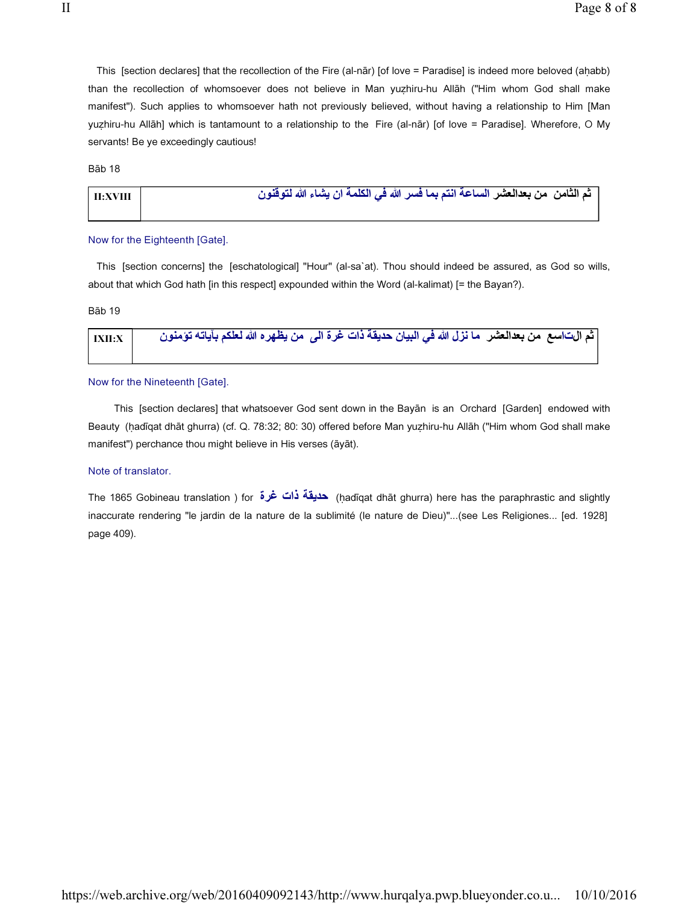This [section declares] that the recollection of the Fire (al-nār) [of love = Paradise] is indeed more beloved (aḥabb) than the recollection of whomsoever does not believe in Man yuẓhiru-hu Allāh ("Him whom God shall make manifest"). Such applies to whomsoever hath not previously believed, without having a relationship to Him [Man yuẓhiru-hu Allāh] which is tantamount to a relationship to the Fire (al-nār) [of love = Paradise]. Wherefore, O My servants! Be ye exceedingly cautious!

Bāb 18

| | |
|---|---|
| II:XVIII | ثم الثامن من بعدالعشر الساعة انتم بما فسر الله في الكلمة ان يشاء الله لتوقنون |

Now for the Eighteenth [Gate].

This [section concerns] the [eschatological] "Hour" (al-sa`at). Thou should indeed be assured, as God so wills, about that which God hath [in this respect] expounded within the Word (al-kalimat) [= the Bayan?).

Bāb 19

| | |
|---|---|
| IXII:X | ثم التاسع من بعدالعشر ما نزل الله في البيان حديقة ذات غرة الى من يظهره الله لعلكم بآياته تؤمنون |

Now for the Nineteenth [Gate].

This [section declares] that whatsoever God sent down in the Bayān is an Orchard [Garden] endowed with Beauty (ḥadīqat dhāt ghurra) (cf. Q. 78:32; 80: 30) offered before Man yuẓhiru-hu Allāh ("Him whom God shall make manifest") perchance thou might believe in His verses (āyāt).

Note of translator.

The 1865 Gobineau translation ) for حديقة ذات غرة (ḥadīqat dhāt ghurra) here has the paraphrastic and slightly inaccurate rendering "le jardin de la nature de la sublimité (le nature de Dieu)"...(see Les Religiones... [ed. 1928] page 409).